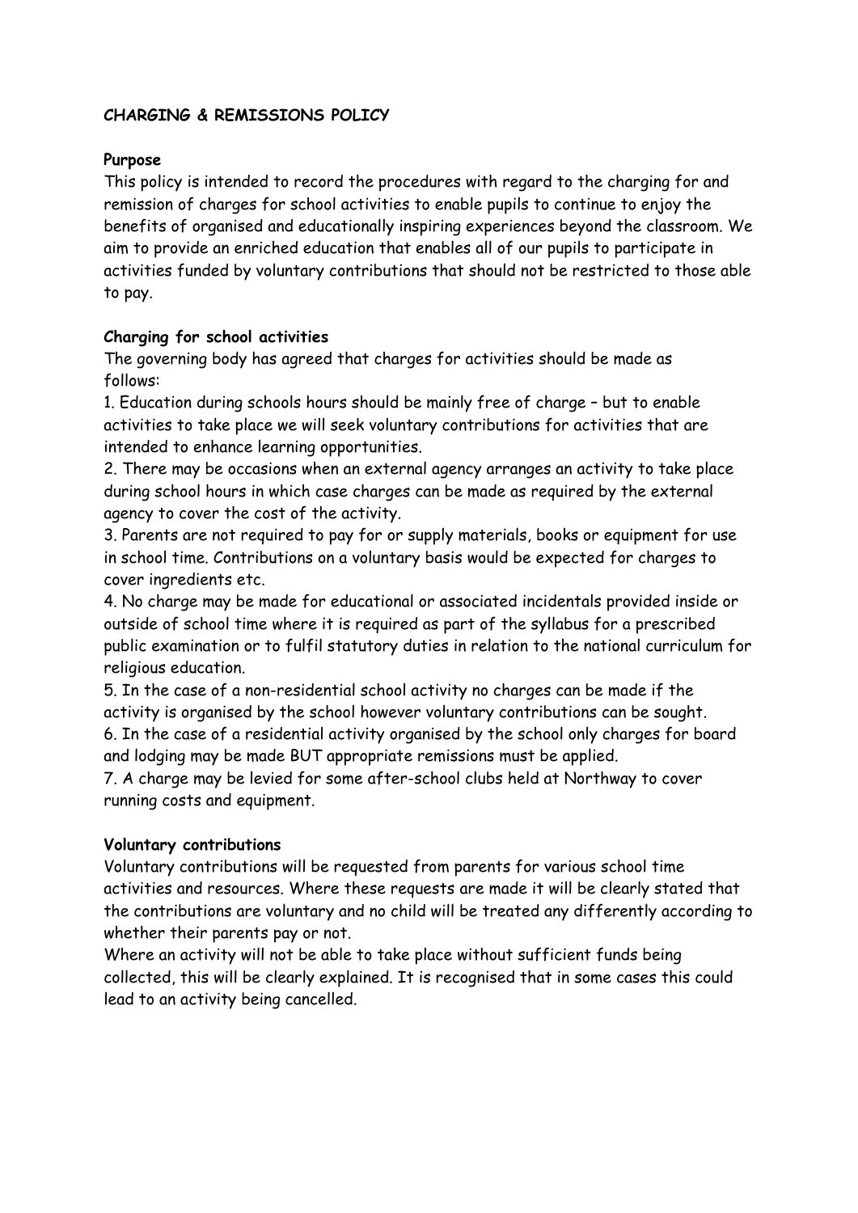# CHARGING & REMISSIONS POLICY

## Purpose

This policy is intended to record the procedures with regard to the charging for and remission of charges for school activities to enable pupils to continue to enjoy the benefits of organised and educationally inspiring experiences beyond the classroom. We aim to provide an enriched education that enables all of our pupils to participate in activities funded by voluntary contributions that should not be restricted to those able to pay.

## Charging for school activities

The governing body has agreed that charges for activities should be made as follows:

1. Education during schools hours should be mainly free of charge – but to enable activities to take place we will seek voluntary contributions for activities that are intended to enhance learning opportunities.
2. There may be occasions when an external agency arranges an activity to take place during school hours in which case charges can be made as required by the external agency to cover the cost of the activity.
3. Parents are not required to pay for or supply materials, books or equipment for use in school time. Contributions on a voluntary basis would be expected for charges to cover ingredients etc.
4. No charge may be made for educational or associated incidentals provided inside or outside of school time where it is required as part of the syllabus for a prescribed public examination or to fulfil statutory duties in relation to the national curriculum for religious education.
5. In the case of a non-residential school activity no charges can be made if the activity is organised by the school however voluntary contributions can be sought.
6. In the case of a residential activity organised by the school only charges for board and lodging may be made BUT appropriate remissions must be applied.
7. A charge may be levied for some after-school clubs held at Northway to cover running costs and equipment.

## Voluntary contributions

Voluntary contributions will be requested from parents for various school time activities and resources. Where these requests are made it will be clearly stated that the contributions are voluntary and no child will be treated any differently according to whether their parents pay or not.

Where an activity will not be able to take place without sufficient funds being collected, this will be clearly explained. It is recognised that in some cases this could lead to an activity being cancelled.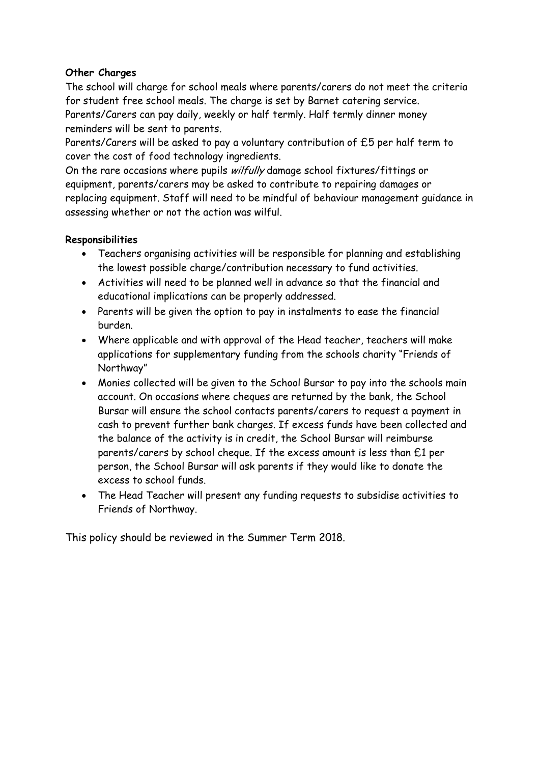**Other Charges**

The school will charge for school meals where parents/carers do not meet the criteria for student free school meals. The charge is set by Barnet catering service. Parents/Carers can pay daily, weekly or half termly. Half termly dinner money reminders will be sent to parents.

Parents/Carers will be asked to pay a voluntary contribution of £5 per half term to cover the cost of food technology ingredients.

On the rare occasions where pupils *wilfully* damage school fixtures/fittings or equipment, parents/carers may be asked to contribute to repairing damages or replacing equipment. Staff will need to be mindful of behaviour management guidance in assessing whether or not the action was wilful.

**Responsibilities**

- Teachers organising activities will be responsible for planning and establishing the lowest possible charge/contribution necessary to fund activities.
- Activities will need to be planned well in advance so that the financial and educational implications can be properly addressed.
- Parents will be given the option to pay in instalments to ease the financial burden.
- Where applicable and with approval of the Head teacher, teachers will make applications for supplementary funding from the schools charity "Friends of Northway"
- Monies collected will be given to the School Bursar to pay into the schools main account. On occasions where cheques are returned by the bank, the School Bursar will ensure the school contacts parents/carers to request a payment in cash to prevent further bank charges. If excess funds have been collected and the balance of the activity is in credit, the School Bursar will reimburse parents/carers by school cheque. If the excess amount is less than £1 per person, the School Bursar will ask parents if they would like to donate the excess to school funds.
- The Head Teacher will present any funding requests to subsidise activities to Friends of Northway.

This policy should be reviewed in the Summer Term 2018.